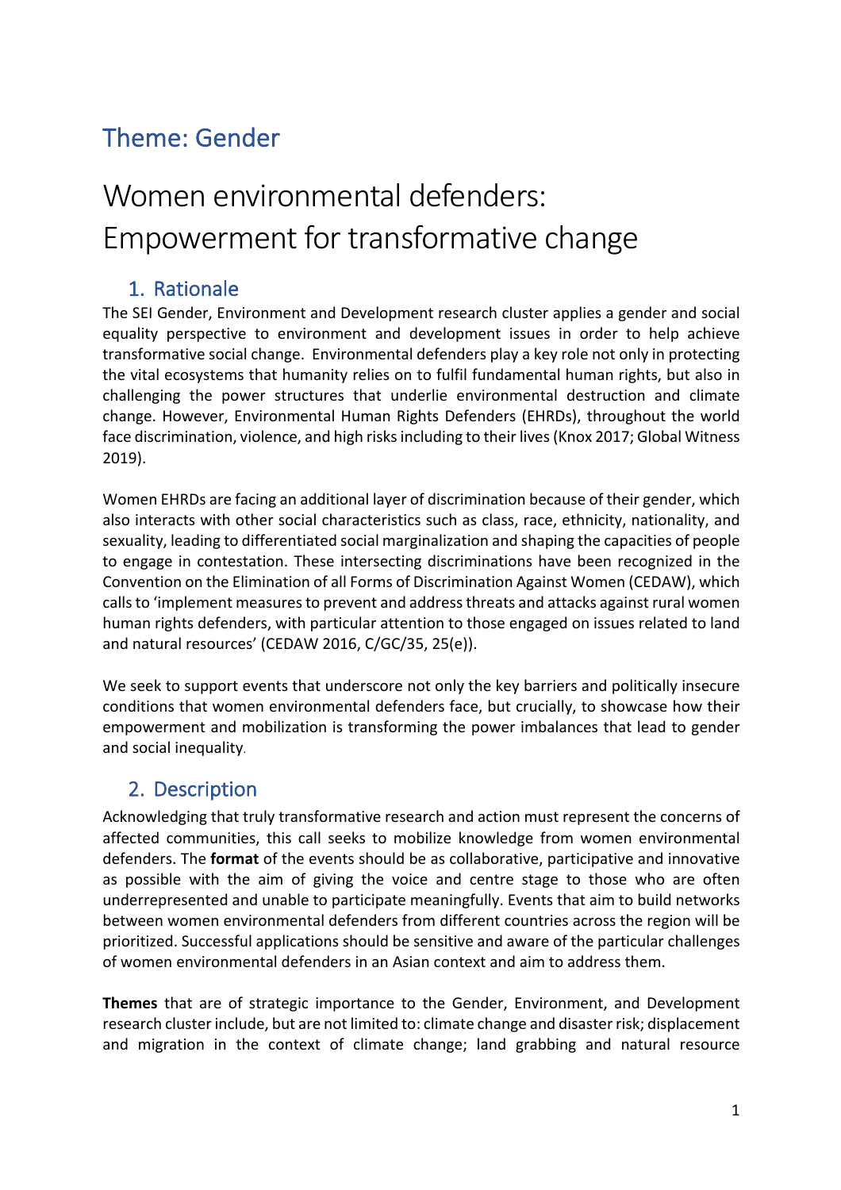## Theme: Gender

# Women environmental defenders: Empowerment for transformative change

## 1. Rationale

The SEI Gender, Environment and Development research cluster applies a gender and social equality perspective to environment and development issues in order to help achieve transformative social change. Environmental defenders play a key role not only in protecting the vital ecosystems that humanity relies on to fulfil fundamental human rights, but also in challenging the power structures that underlie environmental destruction and climate change. However, Environmental Human Rights Defenders (EHRDs), throughout the world face discrimination, violence, and high risks including to their lives (Knox 2017; Global Witness 2019).

Women EHRDs are facing an additional layer of discrimination because of their gender, which also interacts with other social characteristics such as class, race, ethnicity, nationality, and sexuality, leading to differentiated social marginalization and shaping the capacities of people to engage in contestation. These intersecting discriminations have been recognized in the Convention on the Elimination of all Forms of Discrimination Against Women (CEDAW), which calls to 'implement measures to prevent and address threats and attacks against rural women human rights defenders, with particular attention to those engaged on issues related to land and natural resources' (CEDAW 2016, C/GC/35, 25(e)).

We seek to support events that underscore not only the key barriers and politically insecure conditions that women environmental defenders face, but crucially, to showcase how their empowerment and mobilization is transforming the power imbalances that lead to gender and social inequality.

## 2. Description

Acknowledging that truly transformative research and action must represent the concerns of affected communities, this call seeks to mobilize knowledge from women environmental defenders. The **format** of the events should be as collaborative, participative and innovative as possible with the aim of giving the voice and centre stage to those who are often underrepresented and unable to participate meaningfully. Events that aim to build networks between women environmental defenders from different countries across the region will be prioritized. Successful applications should be sensitive and aware of the particular challenges of women environmental defenders in an Asian context and aim to address them.

**Themes** that are of strategic importance to the Gender, Environment, and Development research cluster include, but are not limited to: climate change and disaster risk; displacement and migration in the context of climate change; land grabbing and natural resource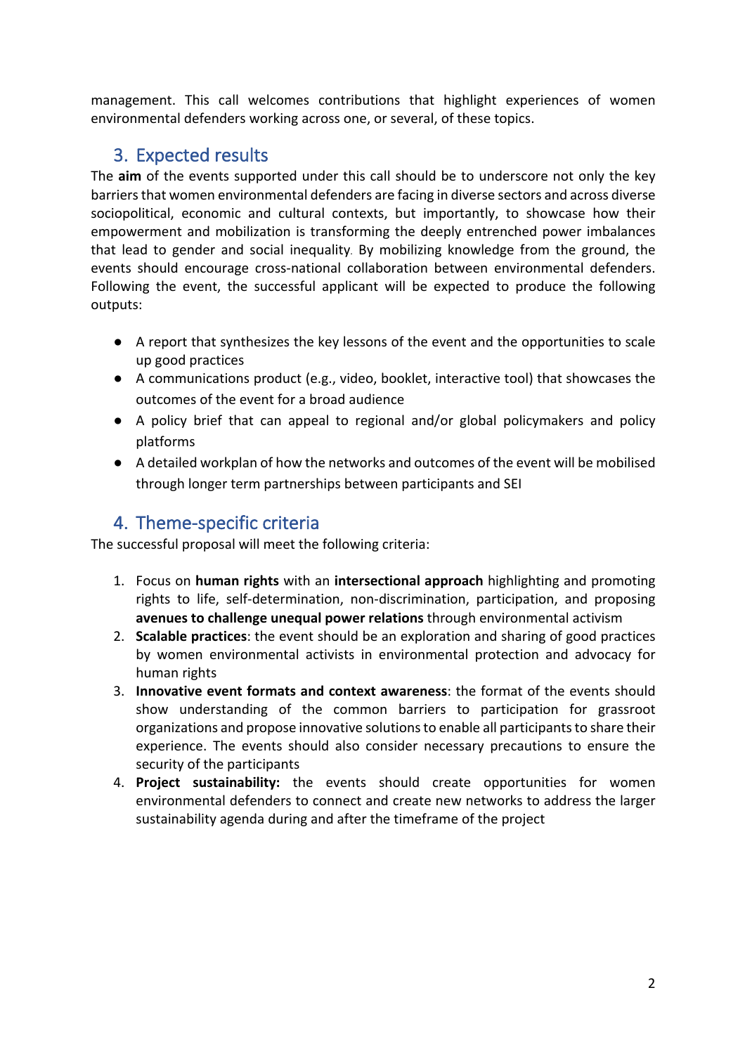management. This call welcomes contributions that highlight experiences of women environmental defenders working across one, or several, of these topics.

## 3. Expected results

The **aim** of the events supported under this call should be to underscore not only the key barriers that women environmental defenders are facing in diverse sectors and across diverse sociopolitical, economic and cultural contexts, but importantly, to showcase how their empowerment and mobilization is transforming the deeply entrenched power imbalances that lead to gender and social inequality. By mobilizing knowledge from the ground, the events should encourage cross-national collaboration between environmental defenders. Following the event, the successful applicant will be expected to produce the following outputs:

- A report that synthesizes the key lessons of the event and the opportunities to scale up good practices
- A communications product (e.g., video, booklet, interactive tool) that showcases the outcomes of the event for a broad audience
- A policy brief that can appeal to regional and/or global policymakers and policy platforms
- A detailed workplan of how the networks and outcomes of the event will be mobilised through longer term partnerships between participants and SEI

## 4. Theme-specific criteria

The successful proposal will meet the following criteria:

1. Focus on **human rights** with an **intersectional approach** highlighting and promoting rights to life, self-determination, non-discrimination, participation, and proposing **avenues to challenge unequal power relations** through environmental activism
2. **Scalable practices**: the event should be an exploration and sharing of good practices by women environmental activists in environmental protection and advocacy for human rights
3. **Innovative event formats and context awareness**: the format of the events should show understanding of the common barriers to participation for grassroot organizations and propose innovative solutions to enable all participants to share their experience. The events should also consider necessary precautions to ensure the security of the participants
4. **Project sustainability:** the events should create opportunities for women environmental defenders to connect and create new networks to address the larger sustainability agenda during and after the timeframe of the project